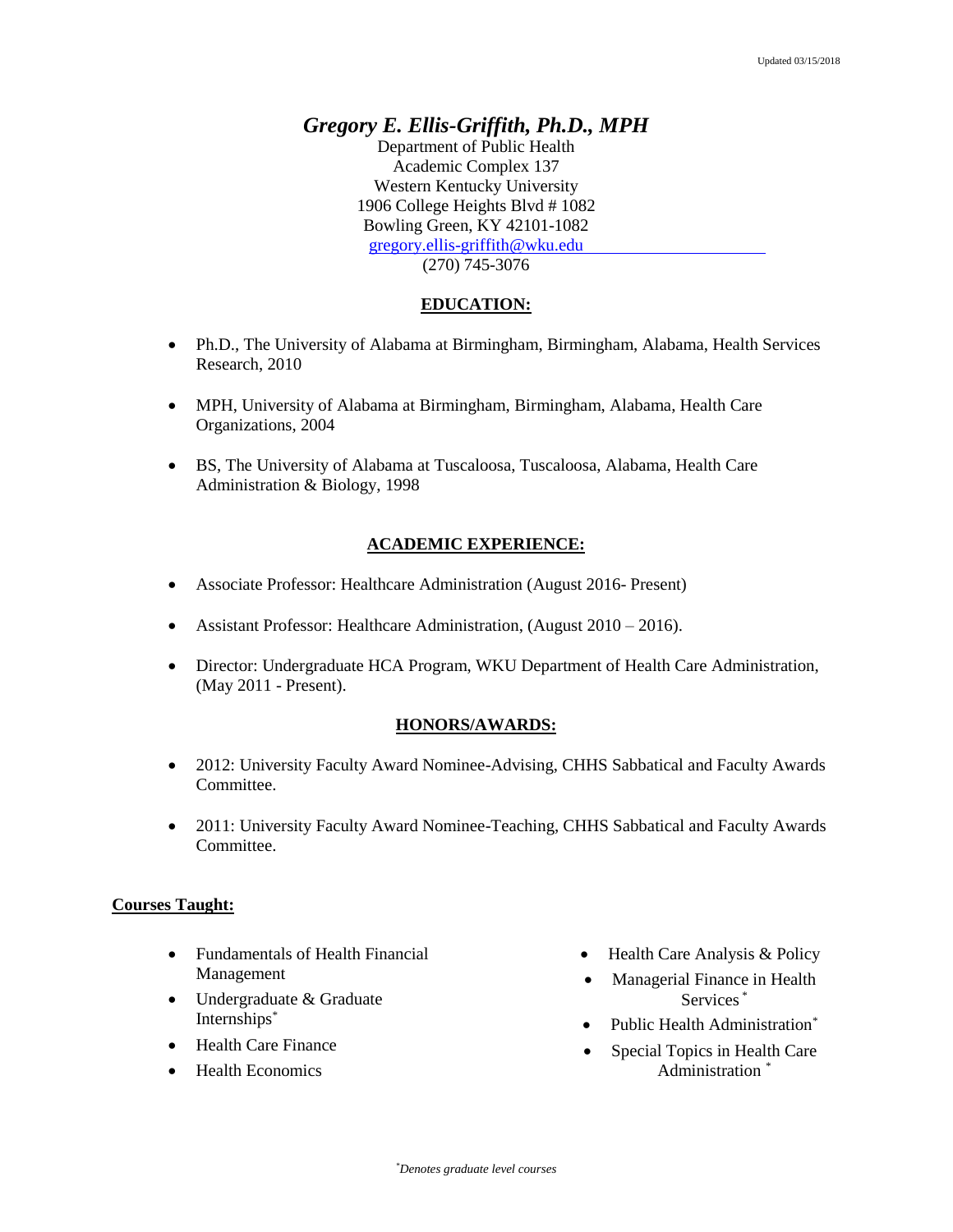Updated 03/15/2018

# *Gregory E. Ellis-Griffith, Ph.D., MPH*

Department of Public Health
Academic Complex 137
Western Kentucky University
1906 College Heights Blvd # 1082
Bowling Green, KY 42101-1082
gregory.ellis-griffith@wku.edu
(270) 745-3076

## EDUCATION:

- Ph.D., The University of Alabama at Birmingham, Birmingham, Alabama, Health Services Research, 2010
- MPH, University of Alabama at Birmingham, Birmingham, Alabama, Health Care Organizations, 2004
- BS, The University of Alabama at Tuscaloosa, Tuscaloosa, Alabama, Health Care Administration & Biology, 1998

## ACADEMIC EXPERIENCE:

- Associate Professor: Healthcare Administration (August 2016- Present)
- Assistant Professor: Healthcare Administration, (August 2010 – 2016).
- Director: Undergraduate HCA Program, WKU Department of Health Care Administration, (May 2011 - Present).

## HONORS/AWARDS:

- 2012: University Faculty Award Nominee-Advising, CHHS Sabbatical and Faculty Awards Committee.
- 2011: University Faculty Award Nominee-Teaching, CHHS Sabbatical and Faculty Awards Committee.

## Courses Taught:

- Fundamentals of Health Financial Management
- Undergraduate & Graduate Internships*
- Health Care Finance
- Health Economics
- Health Care Analysis & Policy
- Managerial Finance in Health Services *
- Public Health Administration*
- Special Topics in Health Care Administration *

*\*Denotes graduate level courses*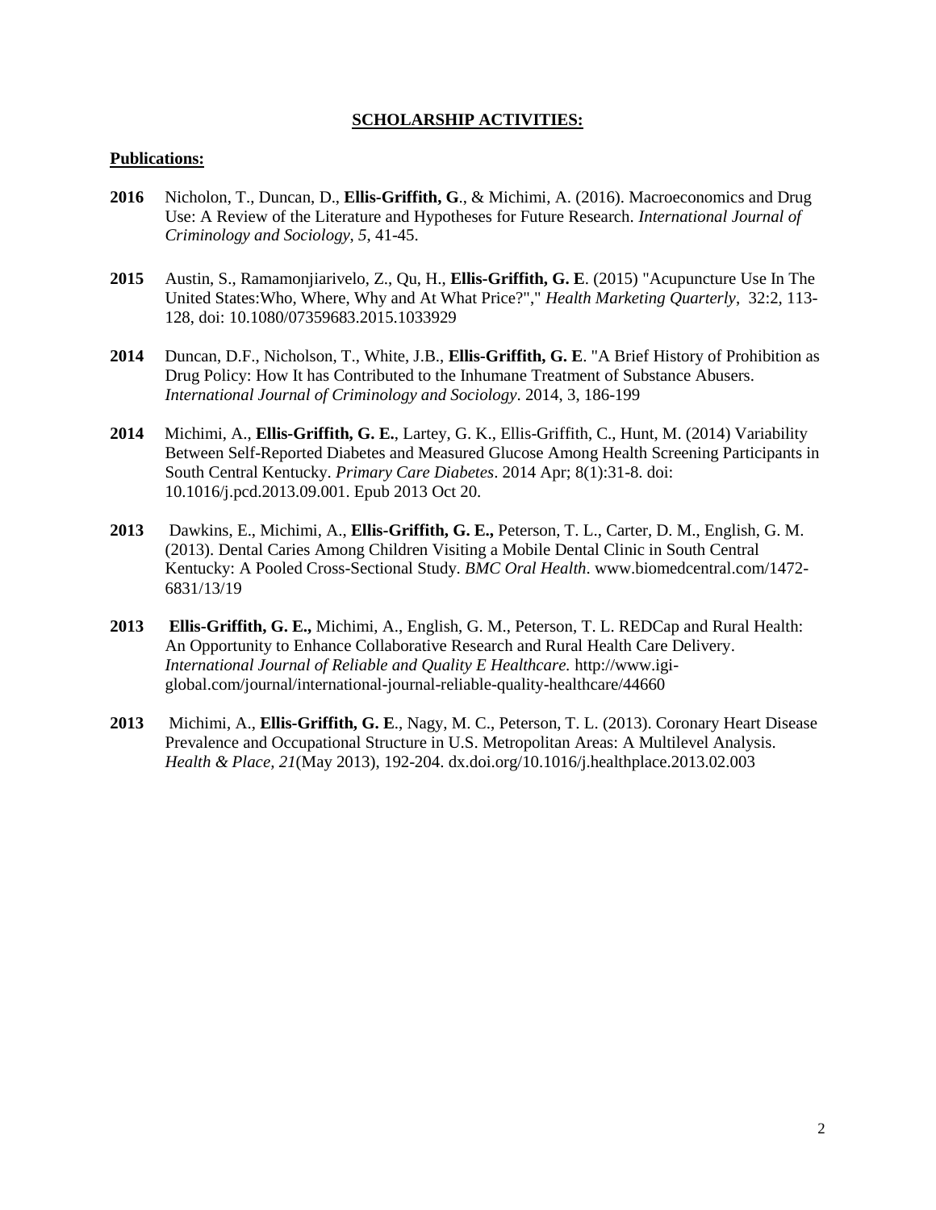## **SCHOLARSHIP ACTIVITIES:**

### **Publications:**

**2016** Nicholon, T., Duncan, D., **Ellis-Griffith, G**., & Michimi, A. (2016). Macroeconomics and Drug Use: A Review of the Literature and Hypotheses for Future Research. *International Journal of Criminology and Sociology*, *5*, 41-45.

**2015** Austin, S., Ramamonjiarivelo, Z., Qu, H., **Ellis-Griffith, G. E**. (2015) "Acupuncture Use In The United States:Who, Where, Why and At What Price?"," *Health Marketing Quarterly*, 32:2, 113-128, doi: 10.1080/07359683.2015.1033929

**2014** Duncan, D.F., Nicholson, T., White, J.B., **Ellis-Griffith, G. E**. "A Brief History of Prohibition as Drug Policy: How It has Contributed to the Inhumane Treatment of Substance Abusers. *International Journal of Criminology and Sociology*. 2014, 3, 186-199

**2014** Michimi, A., **Ellis-Griffith, G. E.**, Lartey, G. K., Ellis-Griffith, C., Hunt, M. (2014) Variability Between Self-Reported Diabetes and Measured Glucose Among Health Screening Participants in South Central Kentucky. *Primary Care Diabetes*. 2014 Apr; 8(1):31-8. doi: 10.1016/j.pcd.2013.09.001. Epub 2013 Oct 20.

**2013** Dawkins, E., Michimi, A., **Ellis-Griffith, G. E.,** Peterson, T. L., Carter, D. M., English, G. M. (2013). Dental Caries Among Children Visiting a Mobile Dental Clinic in South Central Kentucky: A Pooled Cross-Sectional Study. *BMC Oral Health*. www.biomedcentral.com/1472-6831/13/19

**2013** **Ellis-Griffith, G. E.,** Michimi, A., English, G. M., Peterson, T. L. REDCap and Rural Health: An Opportunity to Enhance Collaborative Research and Rural Health Care Delivery. *International Journal of Reliable and Quality E Healthcare.* http://www.igi-global.com/journal/international-journal-reliable-quality-healthcare/44660

**2013** Michimi, A., **Ellis-Griffith, G. E**., Nagy, M. C., Peterson, T. L. (2013). Coronary Heart Disease Prevalence and Occupational Structure in U.S. Metropolitan Areas: A Multilevel Analysis. *Health & Place*, *21*(May 2013), 192-204. dx.doi.org/10.1016/j.healthplace.2013.02.003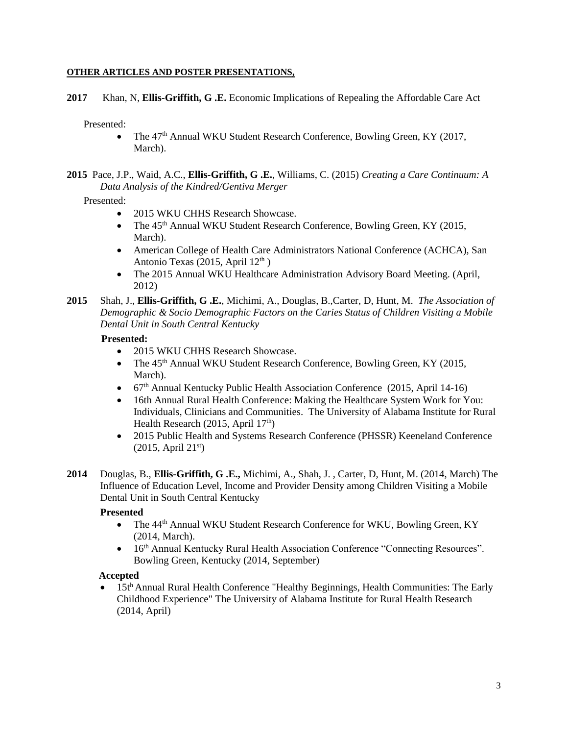**OTHER ARTICLES AND POSTER PRESENTATIONS,**

**2017** Khan, N, **Ellis-Griffith, G .E.** Economic Implications of Repealing the Affordable Care Act

Presented:

- The 47th Annual WKU Student Research Conference, Bowling Green, KY (2017, March).

**2015** Pace, J.P., Waid, A.C., **Ellis-Griffith, G .E.**, Williams, C. (2015) *Creating a Care Continuum: A Data Analysis of the Kindred/Gentiva Merger*

Presented:

- 2015 WKU CHHS Research Showcase.
- The 45th Annual WKU Student Research Conference, Bowling Green, KY (2015, March).
- American College of Health Care Administrators National Conference (ACHCA), San Antonio Texas (2015, April 12th )
- The 2015 Annual WKU Healthcare Administration Advisory Board Meeting. (April, 2012)

**2015** Shah, J., **Ellis-Griffith, G .E.**, Michimi, A., Douglas, B.,Carter, D, Hunt, M. *The Association of Demographic & Socio Demographic Factors on the Caries Status of Children Visiting a Mobile Dental Unit in South Central Kentucky*

**Presented:**

- 2015 WKU CHHS Research Showcase.
- The 45th Annual WKU Student Research Conference, Bowling Green, KY (2015, March).
- 67th Annual Kentucky Public Health Association Conference (2015, April 14-16)
- 16th Annual Rural Health Conference: Making the Healthcare System Work for You: Individuals, Clinicians and Communities. The University of Alabama Institute for Rural Health Research (2015, April 17th)
- 2015 Public Health and Systems Research Conference (PHSSR) Keeneland Conference (2015, April 21st)

**2014** Douglas, B., **Ellis-Griffith, G .E.,** Michimi, A., Shah, J. , Carter, D, Hunt, M. (2014, March) The Influence of Education Level, Income and Provider Density among Children Visiting a Mobile Dental Unit in South Central Kentucky

**Presented**

- The 44th Annual WKU Student Research Conference for WKU, Bowling Green, KY (2014, March).
- 16th Annual Kentucky Rural Health Association Conference "Connecting Resources". Bowling Green, Kentucky (2014, September)

**Accepted**

- 15th Annual Rural Health Conference "Healthy Beginnings, Health Communities: The Early Childhood Experience" The University of Alabama Institute for Rural Health Research (2014, April)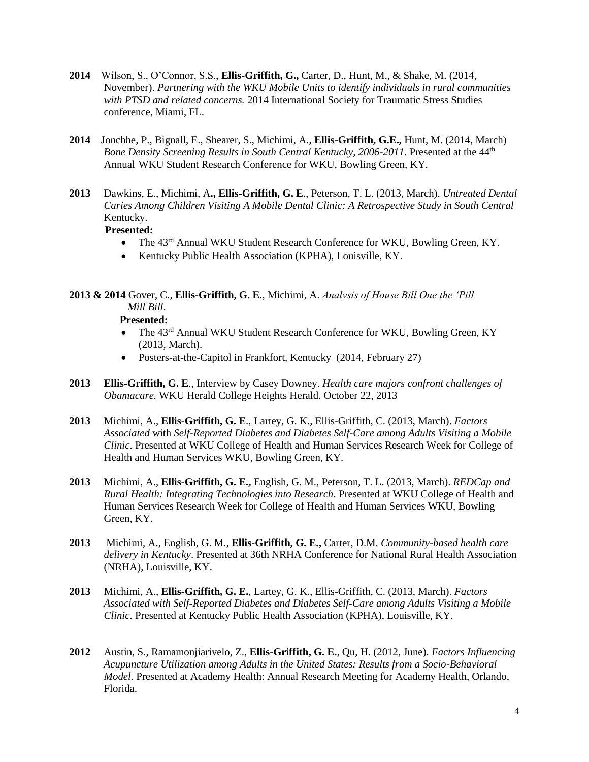**2014** Wilson, S., O'Connor, S.S., **Ellis-Griffith, G.,** Carter, D., Hunt, M., & Shake, M. (2014, November). *Partnering with the WKU Mobile Units to identify individuals in rural communities with PTSD and related concerns.* 2014 International Society for Traumatic Stress Studies conference, Miami, FL.

**2014** Jonchhe, P., Bignall, E., Shearer, S., Michimi, A., **Ellis-Griffith, G.E.,** Hunt, M. (2014, March) *Bone Density Screening Results in South Central Kentucky, 2006-2011*. Presented at the 44th Annual WKU Student Research Conference for WKU, Bowling Green, KY.

**2013** Dawkins, E., Michimi, A**., Ellis-Griffith, G. E**., Peterson, T. L. (2013, March). *Untreated Dental Caries Among Children Visiting A Mobile Dental Clinic: A Retrospective Study in South Central* Kentucky.

**Presented:**

- The 43rd Annual WKU Student Research Conference for WKU, Bowling Green, KY.
- Kentucky Public Health Association (KPHA), Louisville, KY.

**2013 & 2014** Gover, C., **Ellis-Griffith, G. E**., Michimi, A. *Analysis of House Bill One the 'Pill Mill Bill*.

**Presented:**

- The 43rd Annual WKU Student Research Conference for WKU, Bowling Green, KY (2013, March).
- Posters-at-the-Capitol in Frankfort, Kentucky (2014, February 27)

**2013** **Ellis-Griffith, G. E**., Interview by Casey Downey. *Health care majors confront challenges of Obamacare.* WKU Herald College Heights Herald. October 22, 2013

**2013** Michimi, A., **Ellis-Griffith, G. E**., Lartey, G. K., Ellis-Griffith, C. (2013, March). *Factors Associated* with *Self-Reported Diabetes and Diabetes Self-Care among Adults Visiting a Mobile Clinic*. Presented at WKU College of Health and Human Services Research Week for College of Health and Human Services WKU, Bowling Green, KY.

**2013** Michimi, A., **Ellis-Griffith, G. E.,** English, G. M., Peterson, T. L. (2013, March). *REDCap and Rural Health: Integrating Technologies into Research*. Presented at WKU College of Health and Human Services Research Week for College of Health and Human Services WKU, Bowling Green, KY.

**2013** Michimi, A., English, G. M., **Ellis-Griffith, G. E.,** Carter, D.M. *Community-based health care delivery in Kentucky*. Presented at 36th NRHA Conference for National Rural Health Association (NRHA), Louisville, KY.

**2013** Michimi, A., **Ellis-Griffith, G. E.**, Lartey, G. K., Ellis-Griffith, C. (2013, March). *Factors Associated with Self-Reported Diabetes and Diabetes Self-Care among Adults Visiting a Mobile Clinic*. Presented at Kentucky Public Health Association (KPHA), Louisville, KY.

**2012** Austin, S., Ramamonjiarivelo, Z., **Ellis-Griffith, G. E.**, Qu, H. (2012, June). *Factors Influencing Acupuncture Utilization among Adults in the United States: Results from a Socio-Behavioral Model*. Presented at Academy Health: Annual Research Meeting for Academy Health, Orlando, Florida.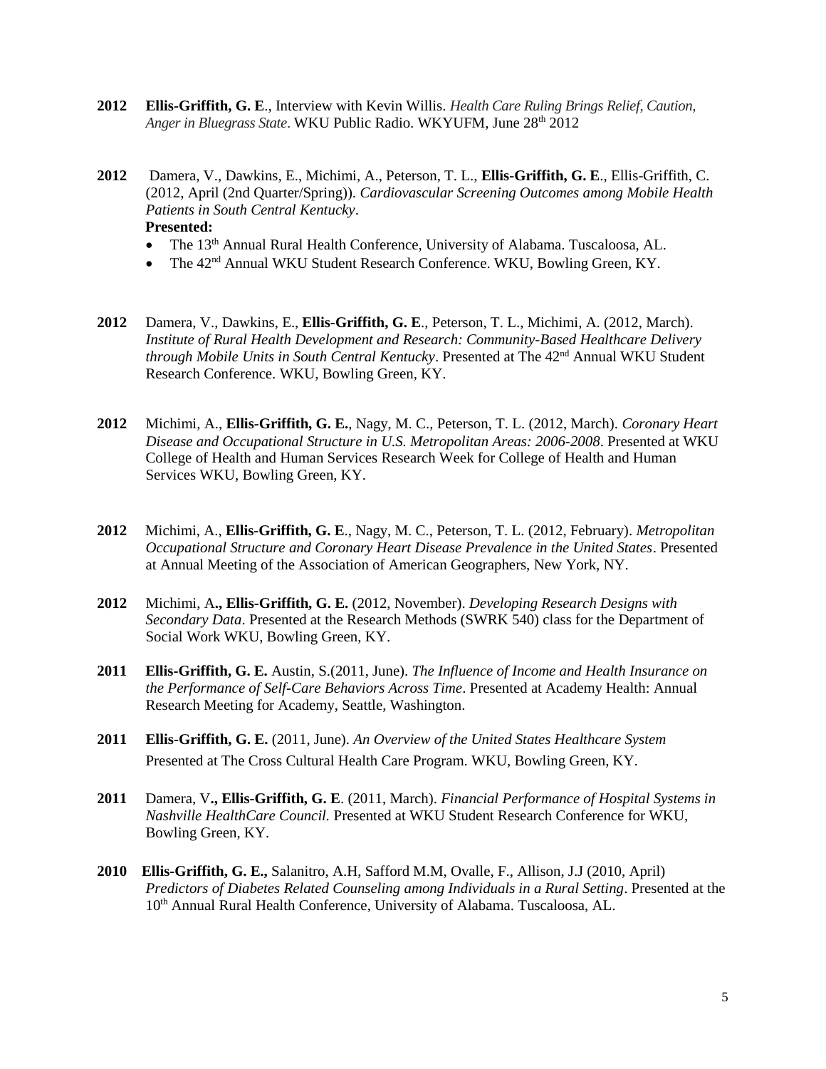**2012** **Ellis-Griffith, G. E**., Interview with Kevin Willis. *Health Care Ruling Brings Relief, Caution, Anger in Bluegrass State*. WKU Public Radio. WKYUFM, June 28th 2012

**2012** Damera, V., Dawkins, E., Michimi, A., Peterson, T. L., **Ellis-Griffith, G. E**., Ellis-Griffith, C. (2012, April (2nd Quarter/Spring)). *Cardiovascular Screening Outcomes among Mobile Health Patients in South Central Kentucky*.
**Presented:**

- The 13th Annual Rural Health Conference, University of Alabama. Tuscaloosa, AL.
- The 42nd Annual WKU Student Research Conference. WKU, Bowling Green, KY.

**2012** Damera, V., Dawkins, E., **Ellis-Griffith, G. E**., Peterson, T. L., Michimi, A. (2012, March). *Institute of Rural Health Development and Research: Community-Based Healthcare Delivery through Mobile Units in South Central Kentucky*. Presented at The 42nd Annual WKU Student Research Conference. WKU, Bowling Green, KY.

**2012** Michimi, A., **Ellis-Griffith, G. E.**, Nagy, M. C., Peterson, T. L. (2012, March). *Coronary Heart Disease and Occupational Structure in U.S. Metropolitan Areas: 2006-2008*. Presented at WKU College of Health and Human Services Research Week for College of Health and Human Services WKU, Bowling Green, KY.

**2012** Michimi, A., **Ellis-Griffith, G. E**., Nagy, M. C., Peterson, T. L. (2012, February). *Metropolitan Occupational Structure and Coronary Heart Disease Prevalence in the United States*. Presented at Annual Meeting of the Association of American Geographers, New York, NY.

**2012** Michimi, A**., Ellis-Griffith, G. E.** (2012, November). *Developing Research Designs with Secondary Data*. Presented at the Research Methods (SWRK 540) class for the Department of Social Work WKU, Bowling Green, KY.

**2011** **Ellis-Griffith, G. E.** Austin, S.(2011, June). *The Influence of Income and Health Insurance on the Performance of Self-Care Behaviors Across Time*. Presented at Academy Health: Annual Research Meeting for Academy, Seattle, Washington.

**2011** **Ellis-Griffith, G. E.** (2011, June). *An Overview of the United States Healthcare System* Presented at The Cross Cultural Health Care Program. WKU, Bowling Green, KY.

**2011** Damera, V**., Ellis-Griffith, G. E**. (2011, March). *Financial Performance of Hospital Systems in Nashville HealthCare Council.* Presented at WKU Student Research Conference for WKU, Bowling Green, KY.

**2010** **Ellis-Griffith, G. E.,** Salanitro, A.H, Safford M.M, Ovalle, F., Allison, J.J (2010, April) *Predictors of Diabetes Related Counseling among Individuals in a Rural Setting*. Presented at the 10th Annual Rural Health Conference, University of Alabama. Tuscaloosa, AL.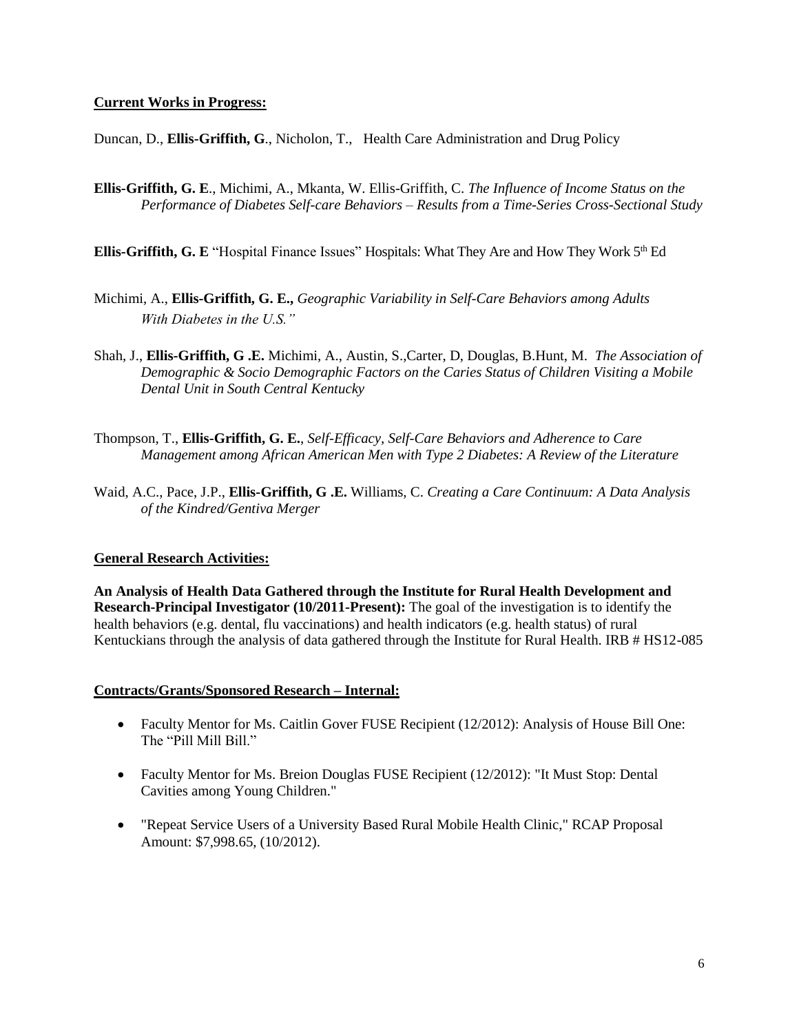**Current Works in Progress:**

Duncan, D., **Ellis-Griffith, G**., Nicholon, T., Health Care Administration and Drug Policy

**Ellis-Griffith, G. E**., Michimi, A., Mkanta, W. Ellis-Griffith, C. *The Influence of Income Status on the Performance of Diabetes Self-care Behaviors – Results from a Time-Series Cross-Sectional Study*

**Ellis-Griffith, G. E** "Hospital Finance Issues" Hospitals: What They Are and How They Work 5th Ed

Michimi, A., **Ellis-Griffith, G. E.,** *Geographic Variability in Self-Care Behaviors among Adults With Diabetes in the U.S."*

Shah, J., **Ellis-Griffith, G .E.** Michimi, A., Austin, S.,Carter, D, Douglas, B.Hunt, M. *The Association of Demographic & Socio Demographic Factors on the Caries Status of Children Visiting a Mobile Dental Unit in South Central Kentucky*

Thompson, T., **Ellis-Griffith, G. E.**, *Self-Efficacy, Self-Care Behaviors and Adherence to Care Management among African American Men with Type 2 Diabetes: A Review of the Literature*

Waid, A.C., Pace, J.P., **Ellis-Griffith, G .E.** Williams, C. *Creating a Care Continuum: A Data Analysis of the Kindred/Gentiva Merger*

**General Research Activities:**

**An Analysis of Health Data Gathered through the Institute for Rural Health Development and Research-Principal Investigator (10/2011-Present):** The goal of the investigation is to identify the health behaviors (e.g. dental, flu vaccinations) and health indicators (e.g. health status) of rural Kentuckians through the analysis of data gathered through the Institute for Rural Health. IRB # HS12-085

**Contracts/Grants/Sponsored Research – Internal:**

- Faculty Mentor for Ms. Caitlin Gover FUSE Recipient (12/2012): Analysis of House Bill One: The "Pill Mill Bill."
- Faculty Mentor for Ms. Breion Douglas FUSE Recipient (12/2012): "It Must Stop: Dental Cavities among Young Children."
- "Repeat Service Users of a University Based Rural Mobile Health Clinic," RCAP Proposal Amount: $7,998.65, (10/2012).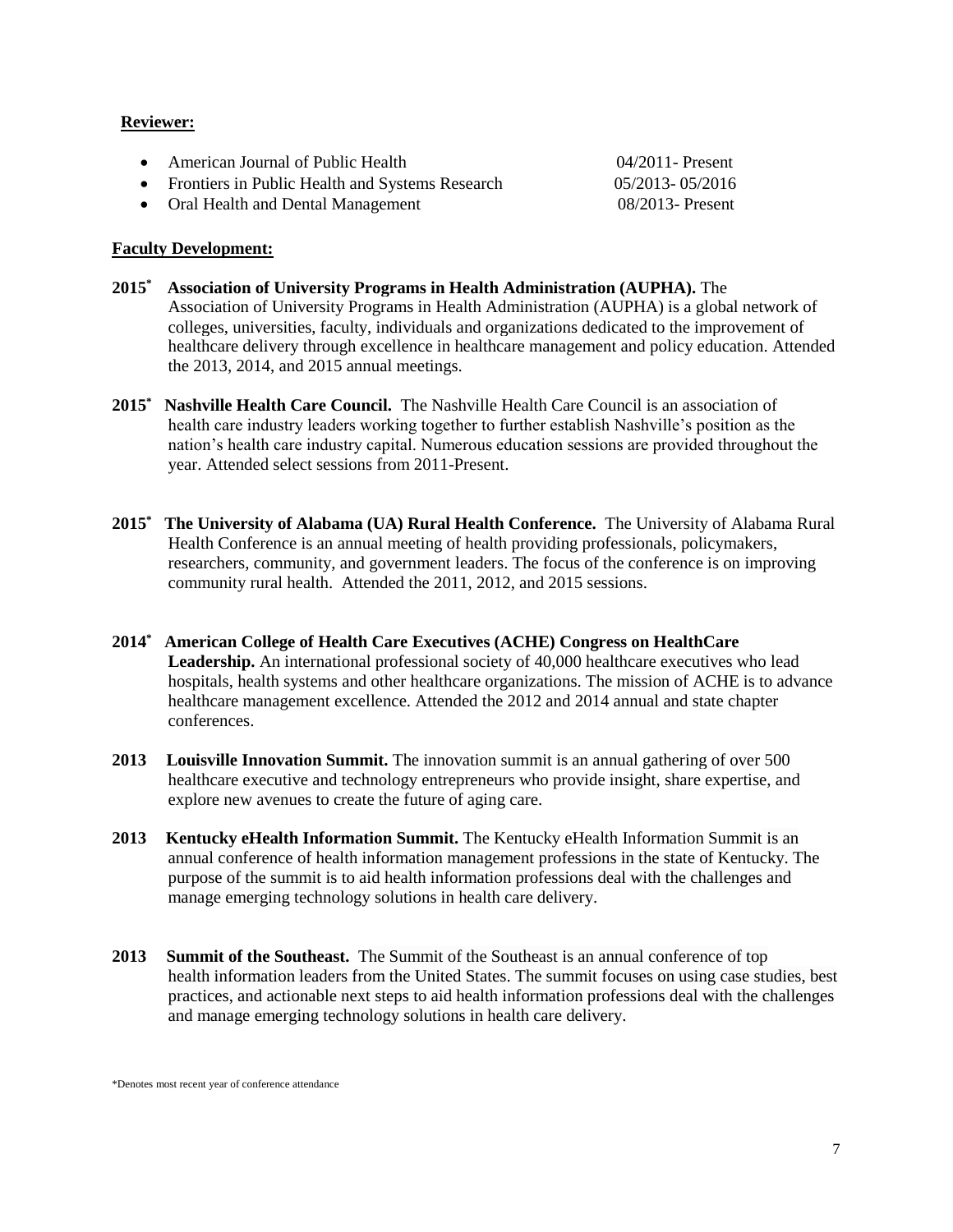**Reviewer:**

- American Journal of Public Health 04/2011- Present
- Frontiers in Public Health and Systems Research 05/2013- 05/2016
- Oral Health and Dental Management 08/2013- Present

**Faculty Development:**

**2015*** **Association of University Programs in Health Administration (AUPHA).** The Association of University Programs in Health Administration (AUPHA) is a global network of colleges, universities, faculty, individuals and organizations dedicated to the improvement of healthcare delivery through excellence in healthcare management and policy education. Attended the 2013, 2014, and 2015 annual meetings.

**2015*** **Nashville Health Care Council.** The Nashville Health Care Council is an association of health care industry leaders working together to further establish Nashville's position as the nation's health care industry capital. Numerous education sessions are provided throughout the year. Attended select sessions from 2011-Present.

**2015*** **The University of Alabama (UA) Rural Health Conference.** The University of Alabama Rural Health Conference is an annual meeting of health providing professionals, policymakers, researchers, community, and government leaders. The focus of the conference is on improving community rural health. Attended the 2011, 2012, and 2015 sessions.

**2014*** **American College of Health Care Executives (ACHE) Congress on HealthCare Leadership.** An international professional society of 40,000 healthcare executives who lead hospitals, health systems and other healthcare organizations. The mission of ACHE is to advance healthcare management excellence. Attended the 2012 and 2014 annual and state chapter conferences.

**2013** **Louisville Innovation Summit.** The innovation summit is an annual gathering of over 500 healthcare executive and technology entrepreneurs who provide insight, share expertise, and explore new avenues to create the future of aging care.

**2013** **Kentucky eHealth Information Summit.** The Kentucky eHealth Information Summit is an annual conference of health information management professions in the state of Kentucky. The purpose of the summit is to aid health information professions deal with the challenges and manage emerging technology solutions in health care delivery.

**2013** **Summit of the Southeast.** The Summit of the Southeast is an annual conference of top health information leaders from the United States. The summit focuses on using case studies, best practices, and actionable next steps to aid health information professions deal with the challenges and manage emerging technology solutions in health care delivery.

*Denotes most recent year of conference attendance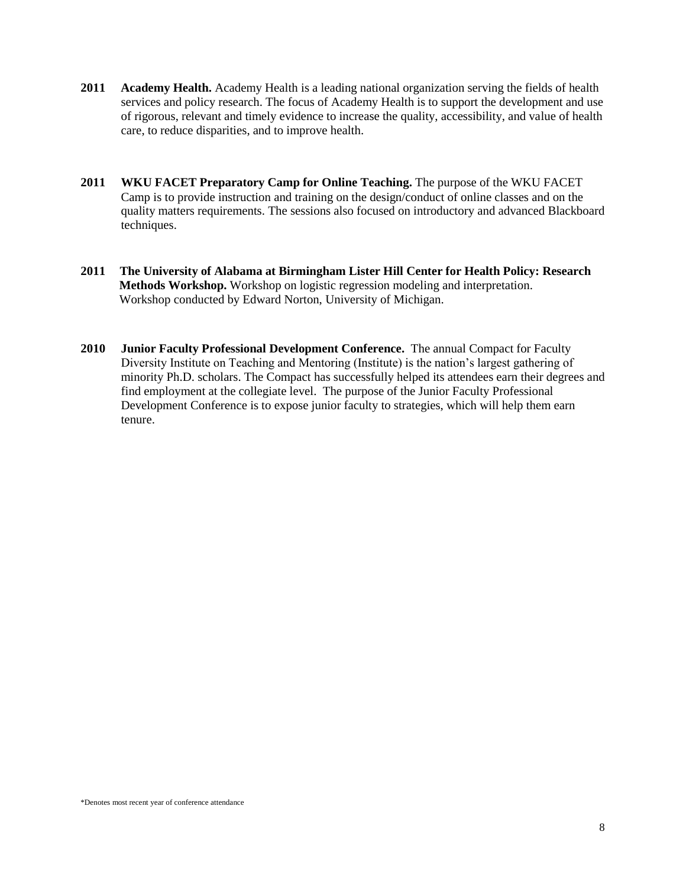**2011 Academy Health.** Academy Health is a leading national organization serving the fields of health services and policy research. The focus of Academy Health is to support the development and use of rigorous, relevant and timely evidence to increase the quality, accessibility, and value of health care, to reduce disparities, and to improve health.

**2011 WKU FACET Preparatory Camp for Online Teaching.** The purpose of the WKU FACET Camp is to provide instruction and training on the design/conduct of online classes and on the quality matters requirements. The sessions also focused on introductory and advanced Blackboard techniques.

**2011 The University of Alabama at Birmingham Lister Hill Center for Health Policy: Research Methods Workshop.** Workshop on logistic regression modeling and interpretation. Workshop conducted by Edward Norton, University of Michigan.

**2010 Junior Faculty Professional Development Conference.** The annual Compact for Faculty Diversity Institute on Teaching and Mentoring (Institute) is the nation's largest gathering of minority Ph.D. scholars. The Compact has successfully helped its attendees earn their degrees and find employment at the collegiate level. The purpose of the Junior Faculty Professional Development Conference is to expose junior faculty to strategies, which will help them earn tenure.

*Denotes most recent year of conference attendance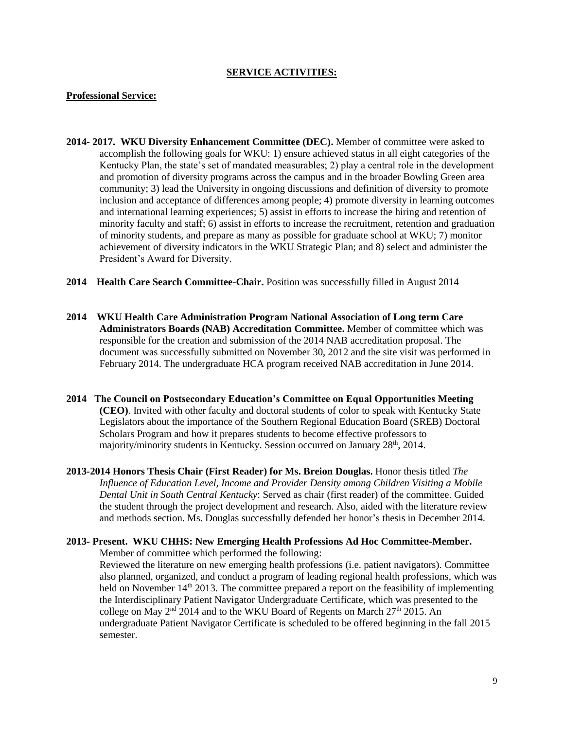## SERVICE ACTIVITIES:

### Professional Service:

**2014- 2017. WKU Diversity Enhancement Committee (DEC).** Member of committee were asked to accomplish the following goals for WKU: 1) ensure achieved status in all eight categories of the Kentucky Plan, the state's set of mandated measurables; 2) play a central role in the development and promotion of diversity programs across the campus and in the broader Bowling Green area community; 3) lead the University in ongoing discussions and definition of diversity to promote inclusion and acceptance of differences among people; 4) promote diversity in learning outcomes and international learning experiences; 5) assist in efforts to increase the hiring and retention of minority faculty and staff; 6) assist in efforts to increase the recruitment, retention and graduation of minority students, and prepare as many as possible for graduate school at WKU; 7) monitor achievement of diversity indicators in the WKU Strategic Plan; and 8) select and administer the President's Award for Diversity.

**2014 Health Care Search Committee-Chair.** Position was successfully filled in August 2014

**2014 WKU Health Care Administration Program National Association of Long term Care Administrators Boards (NAB) Accreditation Committee.** Member of committee which was responsible for the creation and submission of the 2014 NAB accreditation proposal. The document was successfully submitted on November 30, 2012 and the site visit was performed in February 2014. The undergraduate HCA program received NAB accreditation in June 2014.

**2014 The Council on Postsecondary Education's Committee on Equal Opportunities Meeting (CEO)**. Invited with other faculty and doctoral students of color to speak with Kentucky State Legislators about the importance of the Southern Regional Education Board (SREB) Doctoral Scholars Program and how it prepares students to become effective professors to majority/minority students in Kentucky. Session occurred on January 28th, 2014.

**2013-2014 Honors Thesis Chair (First Reader) for Ms. Breion Douglas.** Honor thesis titled *The Influence of Education Level, Income and Provider Density among Children Visiting a Mobile Dental Unit in South Central Kentucky*: Served as chair (first reader) of the committee. Guided the student through the project development and research. Also, aided with the literature review and methods section. Ms. Douglas successfully defended her honor's thesis in December 2014.

**2013- Present. WKU CHHS: New Emerging Health Professions Ad Hoc Committee-Member.** Member of committee which performed the following:
Reviewed the literature on new emerging health professions (i.e. patient navigators). Committee also planned, organized, and conduct a program of leading regional health professions, which was held on November 14th 2013. The committee prepared a report on the feasibility of implementing the Interdisciplinary Patient Navigator Undergraduate Certificate, which was presented to the college on May 2nd 2014 and to the WKU Board of Regents on March 27th 2015. An undergraduate Patient Navigator Certificate is scheduled to be offered beginning in the fall 2015 semester.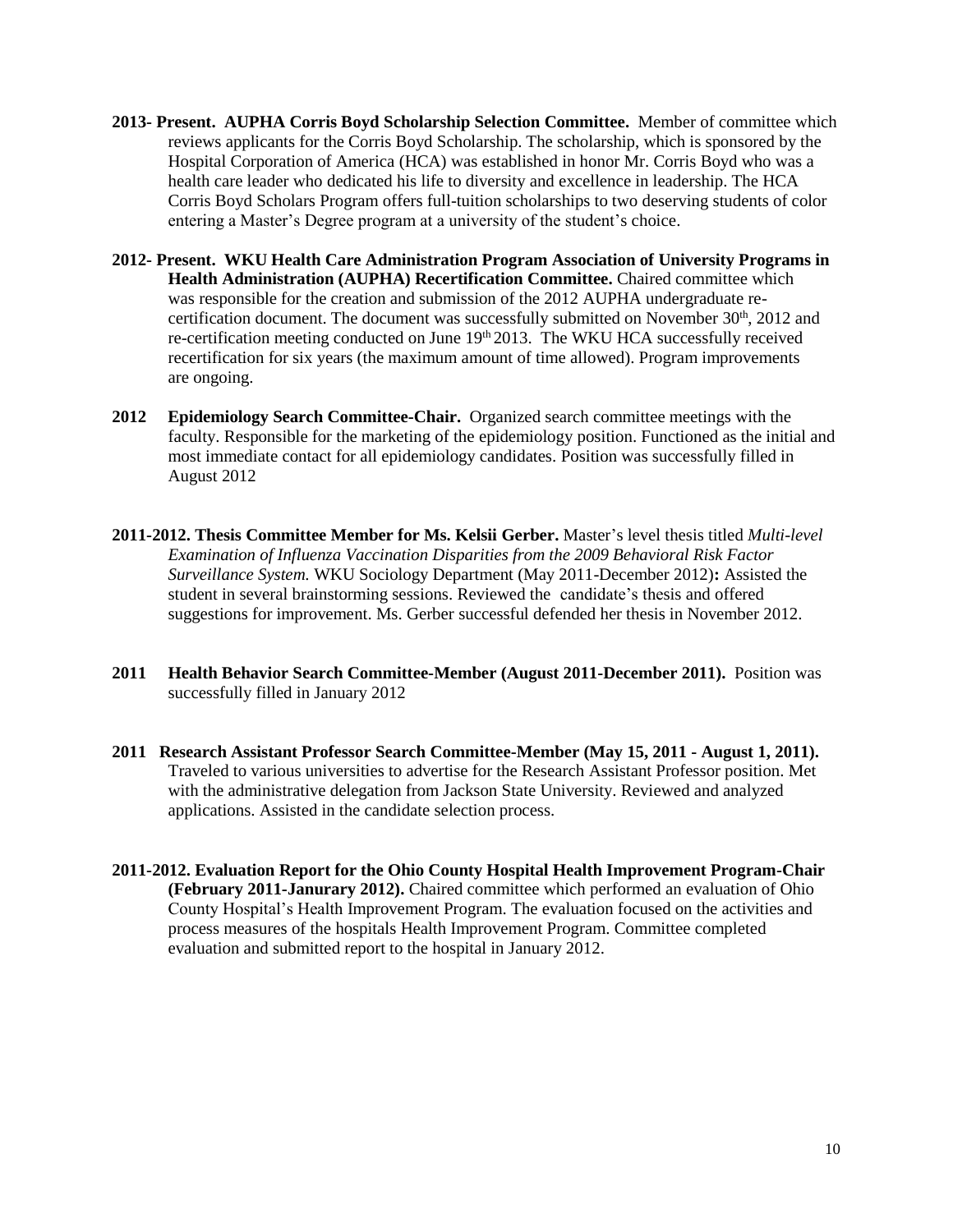**2013- Present. AUPHA Corris Boyd Scholarship Selection Committee.** Member of committee which reviews applicants for the Corris Boyd Scholarship. The scholarship, which is sponsored by the Hospital Corporation of America (HCA) was established in honor Mr. Corris Boyd who was a health care leader who dedicated his life to diversity and excellence in leadership. The HCA Corris Boyd Scholars Program offers full-tuition scholarships to two deserving students of color entering a Master's Degree program at a university of the student's choice.

**2012- Present. WKU Health Care Administration Program Association of University Programs in Health Administration (AUPHA) Recertification Committee.** Chaired committee which was responsible for the creation and submission of the 2012 AUPHA undergraduate re-certification document. The document was successfully submitted on November 30th, 2012 and re-certification meeting conducted on June 19th 2013. The WKU HCA successfully received recertification for six years (the maximum amount of time allowed). Program improvements are ongoing.

**2012 Epidemiology Search Committee-Chair.** Organized search committee meetings with the faculty. Responsible for the marketing of the epidemiology position. Functioned as the initial and most immediate contact for all epidemiology candidates. Position was successfully filled in August 2012

**2011-2012. Thesis Committee Member for Ms. Kelsii Gerber.** Master's level thesis titled *Multi-level Examination of Influenza Vaccination Disparities from the 2009 Behavioral Risk Factor Surveillance System.* WKU Sociology Department (May 2011-December 2012)**:** Assisted the student in several brainstorming sessions. Reviewed the candidate's thesis and offered suggestions for improvement. Ms. Gerber successful defended her thesis in November 2012.

**2011 Health Behavior Search Committee-Member (August 2011-December 2011).** Position was successfully filled in January 2012

**2011 Research Assistant Professor Search Committee-Member (May 15, 2011 - August 1, 2011).** Traveled to various universities to advertise for the Research Assistant Professor position. Met with the administrative delegation from Jackson State University. Reviewed and analyzed applications. Assisted in the candidate selection process.

**2011-2012. Evaluation Report for the Ohio County Hospital Health Improvement Program-Chair (February 2011-Janurary 2012).** Chaired committee which performed an evaluation of Ohio County Hospital's Health Improvement Program. The evaluation focused on the activities and process measures of the hospitals Health Improvement Program. Committee completed evaluation and submitted report to the hospital in January 2012.